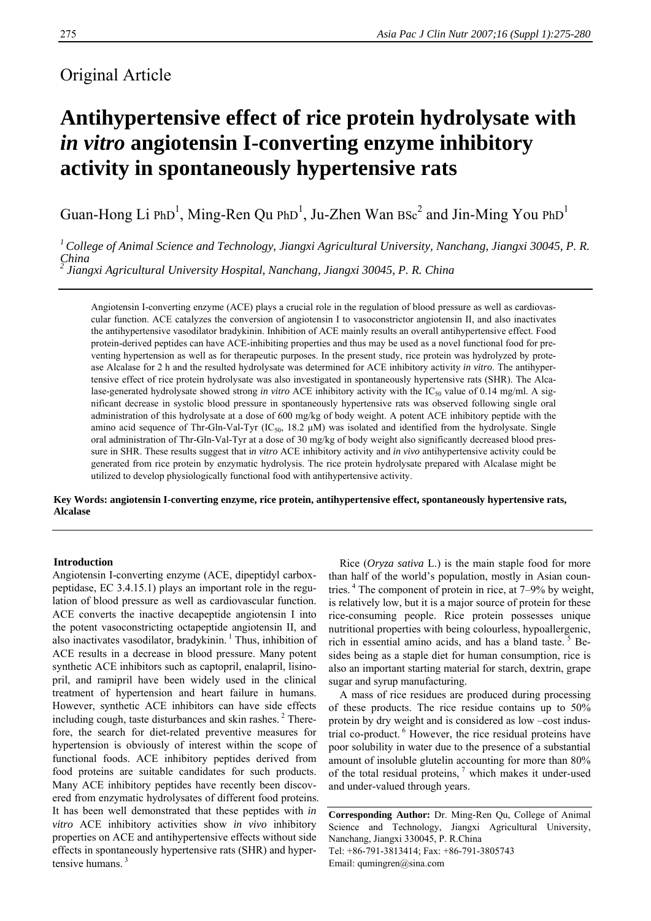Original Article

# Antihypertensive effect of rice protein hydrolysate with *in vitro* angiotensin I-converting enzyme inhibitory activity in spontaneously hypertensive rats

Guan-Hong Li PhD[1], Ming-Ren Qu PhD[1], Ju-Zhen Wan BSc[2] and Jin-Ming You PhD[1]

[1] *College of Animal Science and Technology, Jiangxi Agricultural University, Nanchang, Jiangxi 30045, P. R. China*
[2] *Jiangxi Agricultural University Hospital, Nanchang, Jiangxi 30045, P. R. China*

Angiotensin I-converting enzyme (ACE) plays a crucial role in the regulation of blood pressure as well as cardiovascular function. ACE catalyzes the conversion of angiotensin I to vasoconstrictor angiotensin II, and also inactivates the antihypertensive vasodilator bradykinin. Inhibition of ACE mainly results an overall antihypertensive effect. Food protein-derived peptides can have ACE-inhibiting properties and thus may be used as a novel functional food for preventing hypertension as well as for therapeutic purposes. In the present study, rice protein was hydrolyzed by protease Alcalase for 2 h and the resulted hydrolysate was determined for ACE inhibitory activity *in vitro*. The antihypertensive effect of rice protein hydrolysate was also investigated in spontaneously hypertensive rats (SHR). The Alcalase-generated hydrolysate showed strong *in vitro* ACE inhibitory activity with the $IC_{50}$ value of 0.14 mg/ml. A significant decrease in systolic blood pressure in spontaneously hypertensive rats was observed following single oral administration of this hydrolysate at a dose of 600 mg/kg of body weight. A potent ACE inhibitory peptide with the amino acid sequence of Thr-Gln-Val-Tyr ($IC_{50}$, 18.2 μM) was isolated and identified from the hydrolysate. Single oral administration of Thr-Gln-Val-Tyr at a dose of 30 mg/kg of body weight also significantly decreased blood pressure in SHR. These results suggest that *in vitro* ACE inhibitory activity and *in vivo* antihypertensive activity could be generated from rice protein by enzymatic hydrolysis. The rice protein hydrolysate prepared with Alcalase be utilized to develop physiologically functional food with antihypertensive activity.

**Key Words: angiotensin I-converting enzyme, rice protein, antihypertensive effect, spontaneously hypertensive rats, Alcalase**

## Introduction

Angiotensin I-converting enzyme (ACE, dipeptidyl carboxpeptidase, EC 3.4.15.1) plays an important role in the regulation of blood pressure as well as cardiovascular function. ACE converts the inactive decapeptide angiotensin I into the potent vasoconstricting octapeptide angiotensin II, and also inactivates vasodilator, bradykinin. [1] Thus, inhibition of ACE results in a decrease in blood pressure. Many potent synthetic ACE inhibitors such as captopril, enalapril, lisinopril, and ramipril have been widely used in the clinical treatment of hypertension and heart failure in humans. However, synthetic ACE inhibitors can have side effects including cough, taste disturbances and skin rashes. [2] Therefore, the search for diet-related preventive measures for hypertension is obviously of interest within the scope of functional foods. ACE inhibitory peptides derived from food proteins are suitable candidates for such products. Many ACE inhibitory peptides have recently been discovered from enzymatic hydrolysates of different food proteins. It has been well demonstrated that these peptides with *in vitro* ACE inhibitory activities show *in vivo* inhibitory properties on ACE and antihypertensive effects without side effects in spontaneously hypertensive rats (SHR) and hypertensive humans. [3]

Rice (*Oryza sativa* L.) is the main staple food for more than half of the world's population, mostly in Asian countries. [4] The component of protein in rice, at 7–9% by weight, is relatively low, but it is a major source of protein for these rice-consuming people. Rice protein possesses unique nutritional properties with being colourless, hypoallergenic, rich in essential amino acids, and has a bland taste. [5] Besides being as a staple diet for human consumption, rice is also an important starting material for starch, dextrin, grape sugar and syrup manufacturing.

A mass of rice residues are produced during processing of these products. The rice residue contains up to 50% protein by dry weight and is considered as low –cost industrial co-product. [6] However, the rice residual proteins have poor solubility in water due to the presence of a substantial amount of insoluble glutelin accounting for more than 80% of the total residual proteins, [7] which makes it under-used and under-valued through years.

**Corresponding Author:** Dr. Ming-Ren Qu, College of Animal Science and Technology, Jiangxi Agricultural University, Nanchang, Jiangxi 330045, P. R.China
Tel: +86-791-3813414; Fax: +86-791-3805743
Email: qumingren@sina.com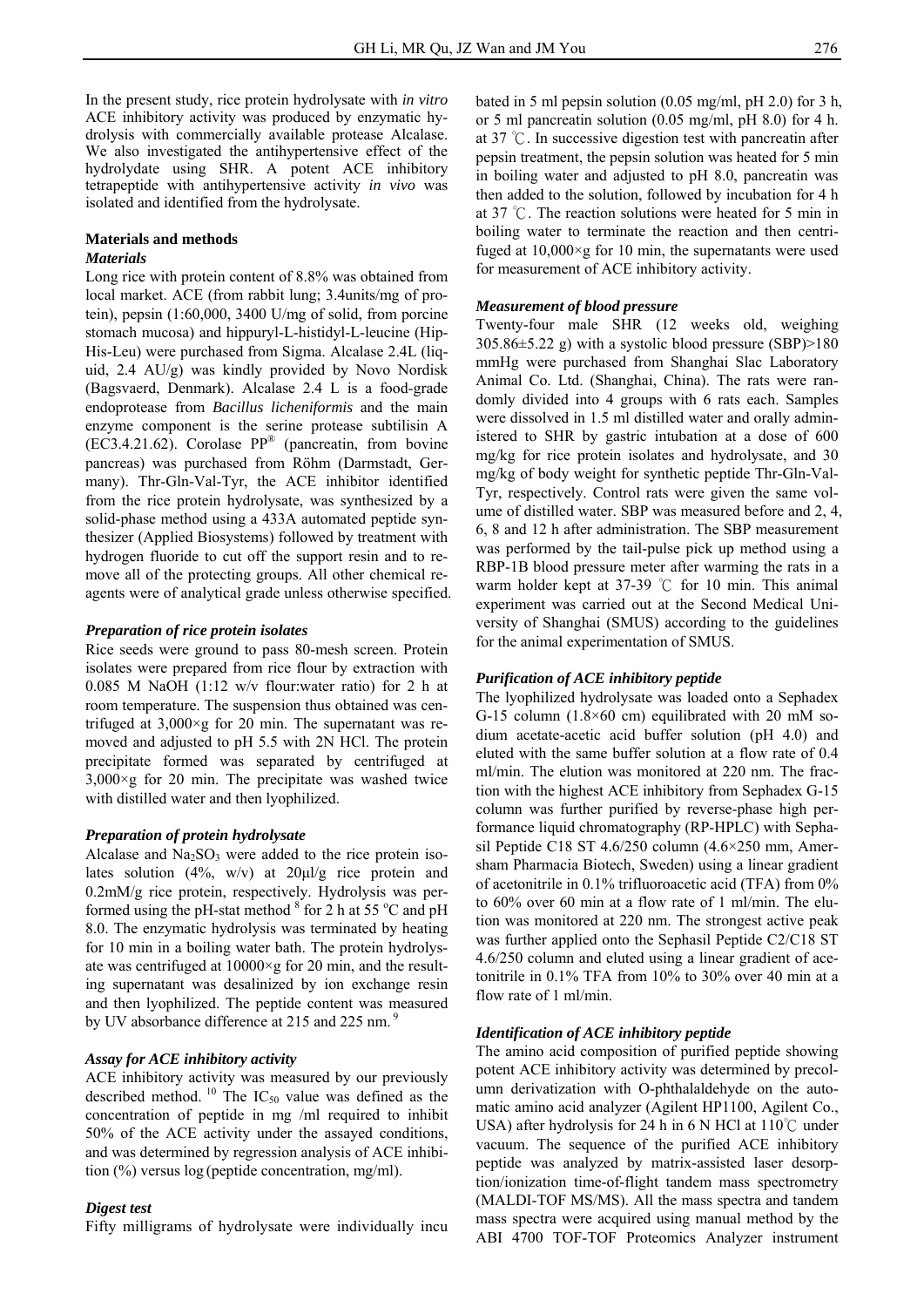In the present study, rice protein hydrolysate with *in vitro* ACE inhibitory activity was produced by enzymatic hydrolysis with commercially available protease Alcalase. We also investigated the antihypertensive effect of the hydrolydate using SHR. A potent ACE inhibitory tetrapeptide with antihypertensive activity *in vivo* was isolated and identified from the hydrolysate.

## Materials and methods

### Materials

Long rice with protein content of 8.8% was obtained from local market. ACE (from rabbit lung; 3.4units/mg of protein), pepsin (1:60,000, 3400 U/mg of solid, from porcine stomach mucosa) and hippuryl-L-histidyl-L-leucine (Hip-His-Leu) were purchased from Sigma. Alcalase 2.4L (liquid, 2.4 AU/g) was kindly provided by Novo Nordisk (Bagsvaerd, Denmark). Alcalase 2.4 L is a food-grade endoprotease from *Bacillus licheniformis* and the main enzyme component is the serine protease subtilisin A (EC3.4.21.62). Corolase PP® (pancreatin, from bovine pancreas) was purchased from Röhm (Darmstadt, Germany). Thr-Gln-Val-Tyr, the ACE inhibitor identified from the rice protein hydrolysate, was synthesized by a solid-phase method using a 433A automated peptide synthesizer (Applied Biosystems) followed by treatment with hydrogen fluoride to cut off the support resin and to remove all of the protecting groups. All other chemical reagents were of analytical grade unless otherwise specified.

### Preparation of rice protein isolates

Rice seeds were ground to pass 80-mesh screen. Protein isolates were prepared from rice flour by extraction with 0.085 M NaOH (1:12 w/v flour:water ratio) for 2 h at room temperature. The suspension thus obtained was centrifuged at 3,000×g for 20 min. The supernatant was removed and adjusted to pH 5.5 with 2N HCl. The protein precipitate formed was separated by centrifuged at 3,000×g for 20 min. The precipitate was washed twice with distilled water and then lyophilized.

### Preparation of protein hydrolysate

Alcalase and $Na_2SO_3$ were added to the rice protein isolates solution (4%, w/v) at 20μl/g rice protein and 0.2mM/g rice protein, respectively. Hydrolysis was performed using the pH-stat method [8] for 2 h at 55 °C and pH 8.0. The enzymatic hydrolysis was terminated by heating for 10 min in a boiling water bath. The protein hydrolysate was centrifuged at 10000×g for 20 min, and the resulting supernatant was desalinized by ion exchange resin and then lyophilized. The peptide content was measured by UV absorbance difference at 215 and 225 nm. [9]

### Assay for ACE inhibitory activity

ACE inhibitory activity was measured by our previously described method. [10] The $IC_{50}$ value was defined as the concentration of peptide in mg /ml required to inhibit 50% of the ACE activity under the assayed conditions, and was determined by regression analysis of ACE inhibition (%) versus log (peptide concentration, mg/ml).

### Digest test

Fifty milligrams of hydrolysate were individually incubated in 5 ml pepsin solution (0.05 mg/ml, pH 2.0) for 3 h, or 5 ml pancreatin solution (0.05 mg/ml, pH 8.0) for 4 h. at 37 ℃. In successive digestion test with pancreatin after pepsin treatment, the pepsin solution was heated for 5 min in boiling water and adjusted to pH 8.0, pancreatin was then added to the solution, followed by incubation for 4 h at 37 ℃. The reaction solutions were heated for 5 min in boiling water to terminate the reaction and then centrifuged at 10,000×g for 10 min, the supernatants were used for measurement of ACE inhibitory activity.

### Measurement of blood pressure

Twenty-four male SHR (12 weeks old, weighing 305.86±5.22 g) with a systolic blood pressure (SBP)>180 mmHg were purchased from Shanghai Slac Laboratory Animal Co. Ltd. (Shanghai, China). The rats were randomly divided into 4 groups with 6 rats each. Samples were dissolved in 1.5 ml distilled water and orally administered to SHR by gastric intubation at a dose of 600 mg/kg for rice protein isolates and hydrolysate, and 30 mg/kg of body weight for synthetic peptide Thr-Gln-Val-Tyr, respectively. Control rats were given the same volume of distilled water. SBP was measured before and 2, 4, 6, 8 and 12 h after administration. The SBP measurement was performed by the tail-pulse pick up method using a RBP-1B blood pressure meter after warming the rats in a warm holder kept at 37-39 ℃ for 10 min. This animal experiment was carried out at the Second Medical University of Shanghai (SMUS) according to the guidelines for the animal experimentation of SMUS.

### Purification of ACE inhibitory peptide

The lyophilized hydrolysate was loaded onto a Sephadex G-15 column (1.8×60 cm) equilibrated with 20 mM sodium acetate-acetic acid buffer solution (pH 4.0) and eluted with the same buffer solution at a flow rate of 0.4 ml/min. The elution was monitored at 220 nm. The fraction with the highest ACE inhibitory from Sephadex G-15 column was further purified by reverse-phase high performance liquid chromatography (RP-HPLC) with Sephasil Peptide C18 ST 4.6/250 column (4.6×250 mm, Amersham Pharmacia Biotech, Sweden) using a linear gradient of acetonitrile in 0.1% trifluoroacetic acid (TFA) from 0% to 60% over 60 min at a flow rate of 1 ml/min. The elution was monitored at 220 nm. The strongest active peak was further applied onto the Sephasil Peptide C2/C18 ST 4.6/250 column and eluted using a linear gradient of acetonitrile in 0.1% TFA from 10% to 30% over 40 min at a flow rate of 1 ml/min.

### Identification of ACE inhibitory peptide

The amino acid composition of purified peptide showing potent ACE inhibitory activity was determined by precolumn derivatization with O-phthalaldehyde on the automatic amino acid analyzer (Agilent HP1100, Agilent Co., USA) after hydrolysis for 24 h in 6 N HCl at 110℃ under vacuum. The sequence of the purified ACE inhibitory peptide was analyzed by matrix-assisted laser desorption/ionization time-of-flight tandem mass spectrometry (MALDI-TOF MS/MS). All the mass spectra and tandem mass spectra were acquired using manual method by the ABI 4700 TOF-TOF Proteomics Analyzer instrument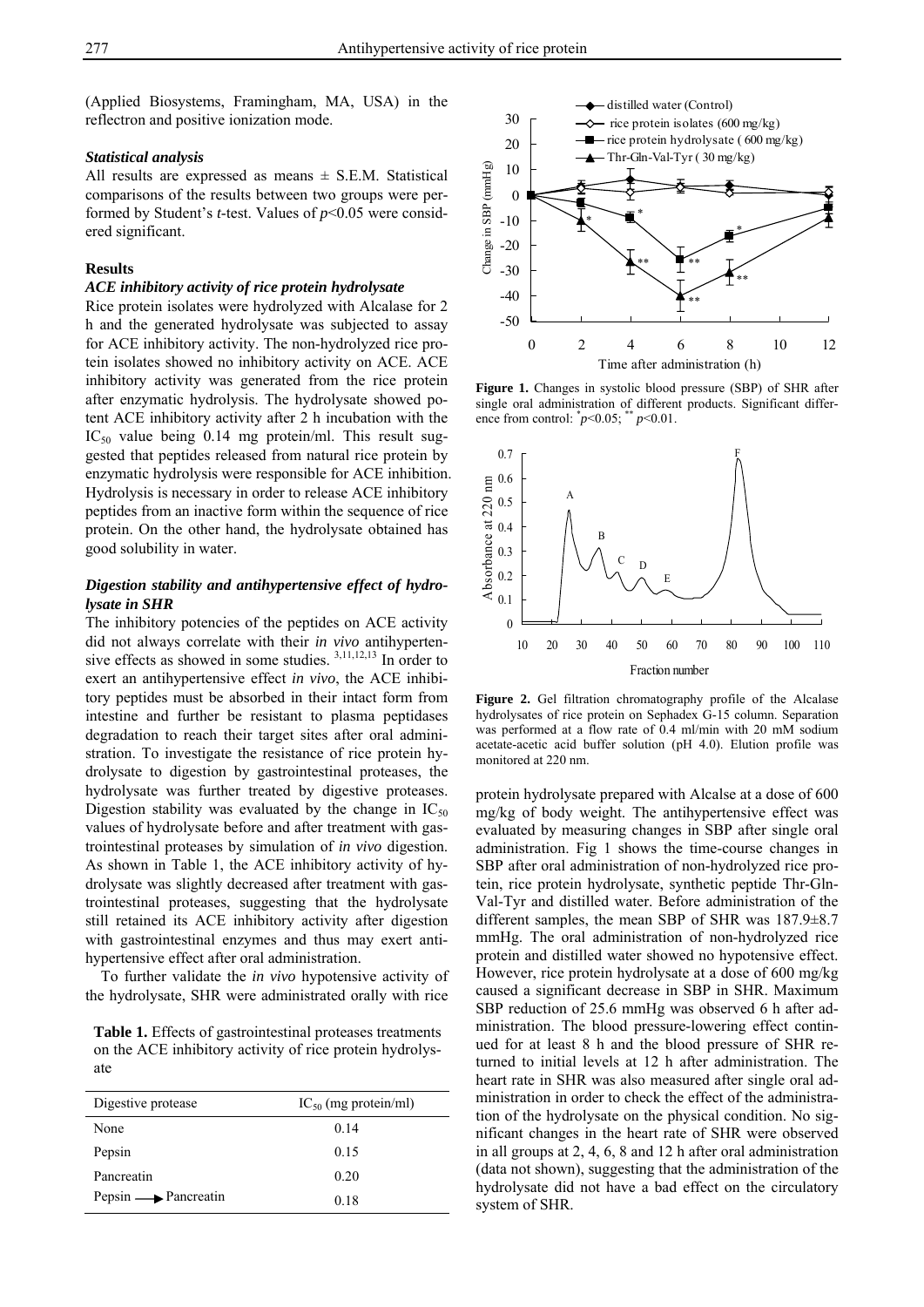(Applied Biosystems, Framingham, MA, USA) in the reflectron and positive ionization mode.

### *Statistical analysis*

All results are expressed as means ± S.E.M. Statistical comparisons of the results between two groups were performed by Student's *t*-test. Values of $p<0.05$ were considered significant.

## Results

### *ACE inhibitory activity of rice protein hydrolysate*

Rice protein isolates were hydrolyzed with Alcalase for 2 h and the generated hydrolysate was subjected to assay for ACE inhibitory activity. The non-hydrolyzed rice protein isolates showed no inhibitory activity on ACE. ACE inhibitory activity was generated from the rice protein after enzymatic hydrolysis. The hydrolysate showed potent ACE inhibitory activity after 2 h incubation with the $IC_{50}$ value being 0.14 mg protein/ml. This result suggested that peptides released from natural rice protein by enzymatic hydrolysis were responsible for ACE inhibition. Hydrolysis is necessary in order to release ACE inhibitory peptides from an inactive form within the sequence of rice protein. On the other hand, the hydrolysate obtained has good solubility in water.

### *Digestion stability and antihypertensive effect of hydrolysate in SHR*

The inhibitory potencies of the peptides on ACE activity did not always correlate with their *in vivo* antihypertensive effects as showed in some studies.[3,11,12,13] In order to exert an antihypertensive effect *in vivo*, the ACE inhibitory peptides must be absorbed in their intact form from intestine and further be resistant to plasma peptidases degradation to reach their target sites after oral administration. To investigate the resistance of rice protein hydrolysate to digestion by gastrointestinal proteases, the hydrolysate was further treated by digestive proteases. Digestion stability was evaluated by the change in $IC_{50}$ values of hydrolysate before and after treatment with gastrointestinal proteases by simulation of *in vivo* digestion. As shown in Table 1, the ACE inhibitory activity of hydrolysate was slightly decreased after treatment with gastrointestinal proteases, suggesting that the hydrolysate still retained its ACE inhibitory activity after digestion with gastrointestinal enzymes and thus may exert antihypertensive effect after oral administration.

To further validate the *in vivo* hypotensive activity of the hydrolysate, SHR were administrated orally with rice protein hydrolysate prepared with Alcalse at a dose of 600 mg/kg of body weight. The antihypertensive effect was evaluated by measuring changes in SBP after single oral administration. Fig 1 shows the time-course changes in SBP after oral administration of non-hydrolyzed rice protein, rice protein hydrolysate, synthetic peptide Thr-Gln-Val-Tyr and distilled water. Before administration of the different samples, the mean SBP of SHR was 187.9±8.7 mmHg. The oral administration of non-hydrolyzed rice protein and distilled water showed no hypotensive effect. However, rice protein hydrolysate at a dose of 600 mg/kg caused a significant decrease in SBP in SHR. Maximum SBP reduction of 25.6 mmHg was observed 6 h after administration. The blood pressure-lowering effect continued for at least 8 h and the blood pressure of SHR returned to initial levels at 12 h after administration. The heart rate in SHR was also measured after single oral administration in order to check the effect of the administration of the hydrolysate on the physical condition. No significant changes in the heart rate of SHR were observed in all groups at 2, 4, 6, 8 and 12 h after oral administration (data not shown), suggesting that the administration of the hydrolysate did not have a bad effect on the circulatory system of SHR.

**Table 1.** Effects of gastrointestinal proteases treatments on the ACE inhibitory activity of rice protein hydrolysate

| Digestive protease | $IC_{50}$ (mg protein/ml) |
|---|---|
| None | 0.14 |
| Pepsin | 0.15 |
| Pancreatin | 0.20 |
| Pepsin → Pancreatin | 0.18 |

**Figure 1.** Changes in systolic blood pressure (SBP) of SHR after single oral administration of different products. Significant difference from control: * $p<0.05$; ** $p<0.01$.

**Figure 2.** Gel filtration chromatography profile of the Alcalase hydrolysates of rice protein on Sephadex G-15 column. Separation was performed at a flow rate of 0.4 ml/min with 20 mM sodium acetate-acetic acid buffer solution (pH 4.0). Elution profile was monitored at 220 nm.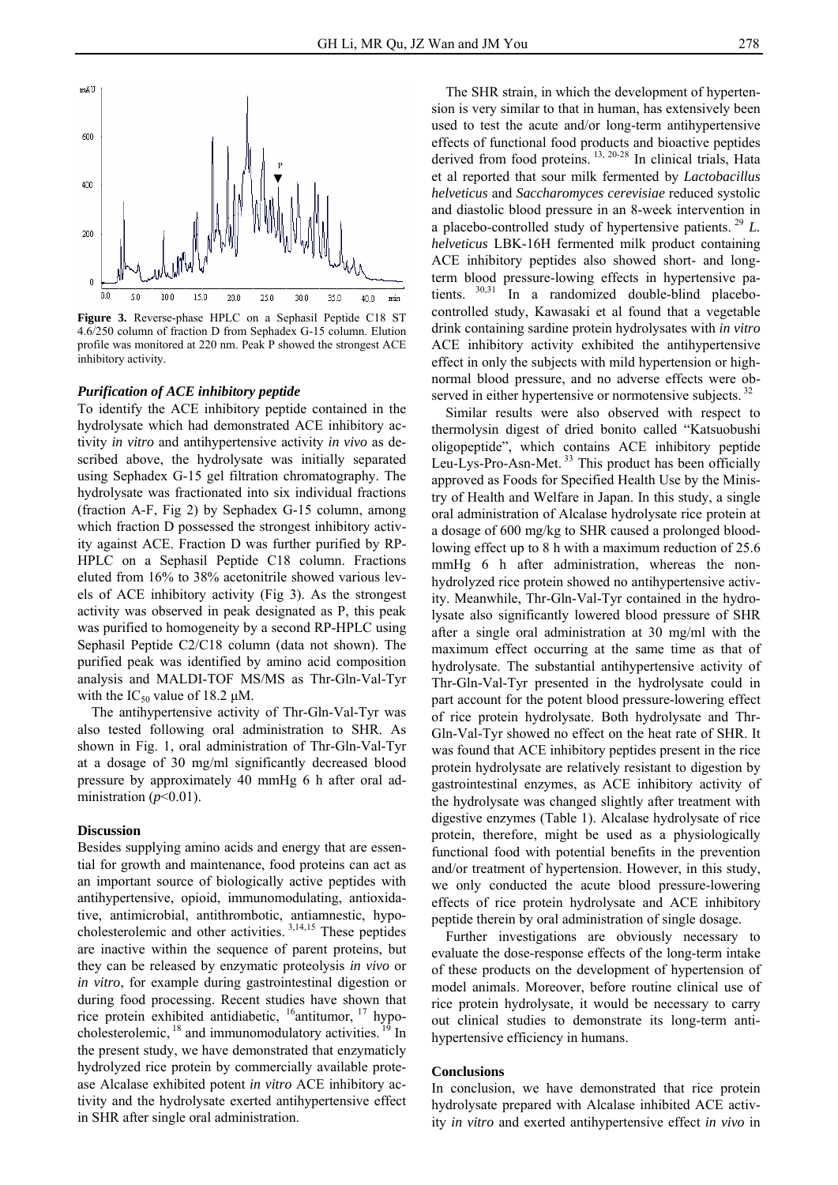**Figure 3.** Reverse-phase HPLC on a Sephasil Peptide C18 ST 4.6/250 column of fraction D from Sephadex G-15 column. Elution profile was monitored at 220 nm. Peak P showed the strongest ACE inhibitory activity.

### *Purification of ACE inhibitory peptide*

To identify the ACE inhibitory peptide contained in the hydrolysate which had demonstrated ACE inhibitory activity *in vitro* and antihypertensive activity *in vivo* as described above, the hydrolysate was initially separated using Sephadex G-15 gel filtration chromatography. The hydrolysate was fractionated into six individual fractions (fraction A-F, Fig 2) by Sephadex G-15 column, among which fraction D possessed the strongest inhibitory activity against ACE. Fraction D was further purified by RP-HPLC on a Sephasil Peptide C18 column. Fractions eluted from 16% to 38% acetonitrile showed various levels of ACE inhibitory activity (Fig 3). As the strongest activity was observed in peak designated as P, this peak was purified to homogeneity by a second RP-HPLC using Sephasil Peptide C2/C18 column (data not shown). The purified peak was identified by amino acid composition analysis and MALDI-TOF MS/MS as Thr-Gln-Val-Tyr with the $IC_{50}$ value of 18.2 μM.

The antihypertensive activity of Thr-Gln-Val-Tyr was also tested following oral administration to SHR. As shown in Fig. 1, oral administration of Thr-Gln-Val-Tyr at a dosage of 30 mg/ml significantly decreased blood pressure by approximately 40 mmHg 6 h after oral administration ($p$<0.01).

## Discussion

Besides supplying amino acids and energy that are essential for growth and maintenance, food proteins can act as an important source of biologically active peptides with antihypertensive, opioid, immunomodulating, antioxidative, antimicrobial, antithrombotic, antiamnestic, hypocholesterolemic and other activities. [3,14,15] These peptides are inactive within the sequence of parent proteins, but they can be released by enzymatic proteolysis *in vivo* or *in vitro*, for example during gastrointestinal digestion or during food processing. Recent studies have shown that rice protein exhibited antidiabetic, [16]antitumor, [17] hypocholesterolemic, [18] and immunomodulatory activities. [19] In the present study, we have demonstrated that enzymaticly hydrolyzed rice protein by commercially available protease Alcalase exhibited potent *in vitro* ACE inhibitory activity and the hydrolysate exerted antihypertensive effect in SHR after single oral administration.

The SHR strain, in which the development of hypertension is very similar to that in human, has extensively been used to test the acute and/or long-term antihypertensive effects of functional food products and bioactive peptides derived from food proteins. [13, 20-28] In clinical trials, Hata et al reported that sour milk fermented by *Lactobacillus helveticus* and *Saccharomyces cerevisiae* reduced systolic and diastolic blood pressure in an 8-week intervention in a placebo-controlled study of hypertensive patients. [29] *L. helveticus* LBK-16H fermented milk product containing ACE inhibitory peptides also showed short- and long-term blood pressure-lowing effects in hypertensive patients. [30,31] In a randomized double-blind placebo-controlled study, Kawasaki et al found that a vegetable drink containing sardine protein hydrolysates with *in vitro* ACE inhibitory activity exhibited the antihypertensive effect in only the subjects with mild hypertension or high-normal blood pressure, and no adverse effects were observed in either hypertensive or normotensive subjects. [32]

Similar results were also observed with respect to thermolysin digest of dried bonito called "Katsuobushi oligopeptide", which contains ACE inhibitory peptide Leu-Lys-Pro-Asn-Met. [33] This product has been officially approved as Foods for Specified Health Use by the Ministry of Health and Welfare in Japan. In this study, a single oral administration of Alcalase hydrolysate rice protein at a dosage of 600 mg/kg to SHR caused a prolonged blood-lowing effect up to 8 h with a maximum reduction of 25.6 mmHg 6 h after administration, whereas the non-hydrolyzed rice protein showed no antihypertensive activity. Meanwhile, Thr-Gln-Val-Tyr contained in the hydrolysate also significantly lowered blood pressure of SHR after a single oral administration at 30 mg/ml with the maximum effect occurring at the same time as that of hydrolysate. The substantial antihypertensive activity of Thr-Gln-Val-Tyr presented in the hydrolysate could in part account for the potent blood pressure-lowering effect of rice protein hydrolysate. Both hydrolysate and Thr-Gln-Val-Tyr showed no effect on the heat rate of SHR. It was found that ACE inhibitory peptides present in the rice protein hydrolysate are relatively resistant to digestion by gastrointestinal enzymes, as ACE inhibitory activity of the hydrolysate was changed slightly after treatment with digestive enzymes (Table 1). Alcalase hydrolysate of rice protein, therefore, might be used as a physiologically functional food with potential benefits in the prevention and/or treatment of hypertension. However, in this study, we only conducted the acute blood pressure-lowering effects of rice protein hydrolysate and ACE inhibitory peptide therein by oral administration of single dosage.

Further investigations are obviously necessary to evaluate the dose-response effects of the long-term intake of these products on the development of hypertension of model animals. Moreover, before routine clinical use of rice protein hydrolysate, it would be necessary to carry out clinical studies to demonstrate its long-term antihypertensive efficiency in humans.

## Conclusions

In conclusion, we have demonstrated that rice protein hydrolysate prepared with Alcalase inhibited ACE activity *in vitro* and exerted antihypertensive effect *in vivo* in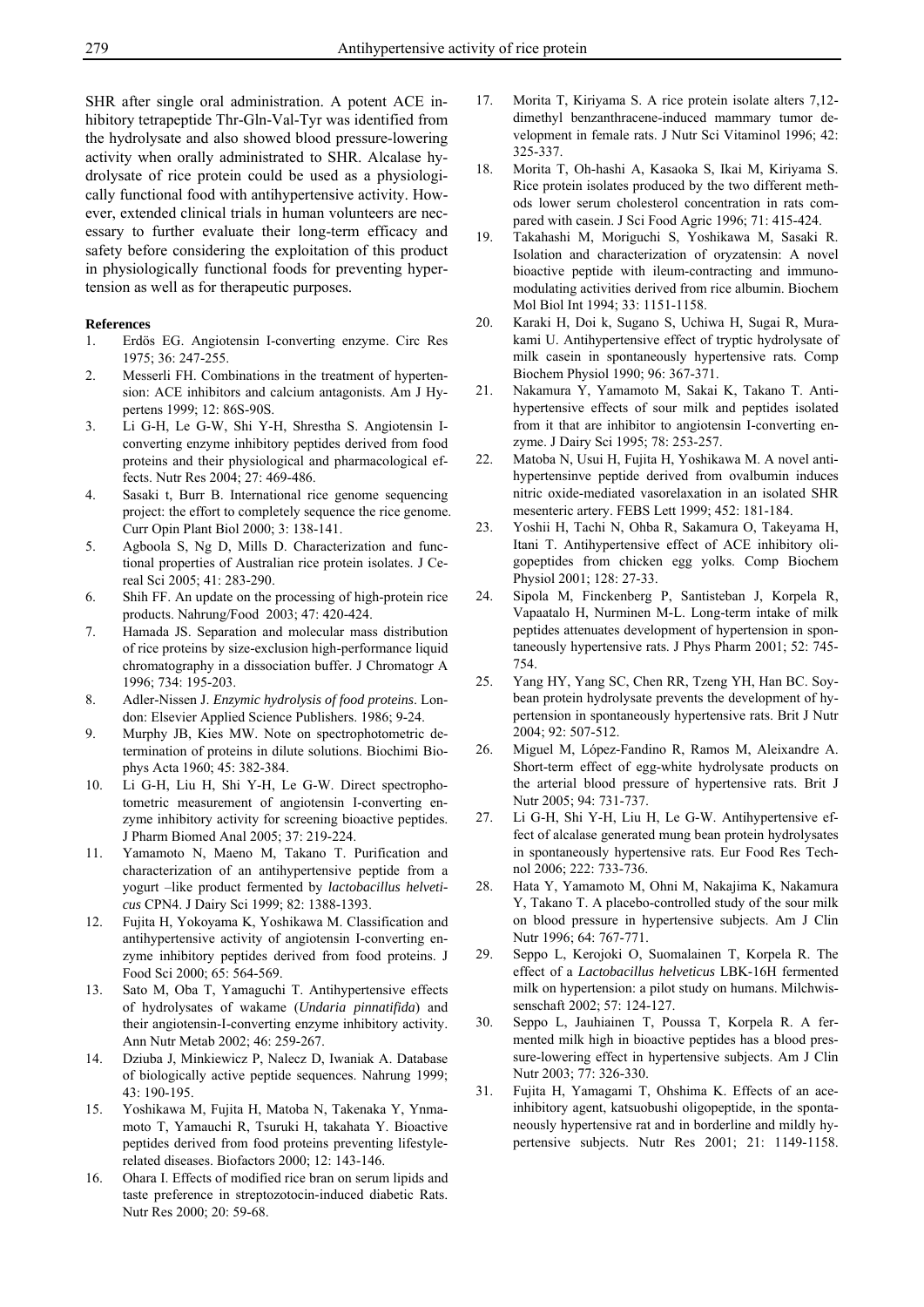SHR after single oral administration. A potent ACE inhibitory tetrapeptide Thr-Gln-Val-Tyr was identified from the hydrolysate and also showed blood pressure-lowering activity when orally administrated to SHR. Alcalase hydrolysate of rice protein could be used as a physiologically functional food with antihypertensive activity. However, extended clinical trials in human volunteers are necessary to further evaluate their long-term efficacy and safety before considering the exploitation of this product in physiologically functional foods for preventing hypertension as well as for therapeutic purposes.

**References**

1. Erdös EG. Angiotensin I-converting enzyme. Circ Res 1975; 36: 247-255.
2. Messerli FH. Combinations in the treatment of hypertension: ACE inhibitors and calcium antagonists. Am J Hypertens 1999; 12: 86S-90S.
3. Li G-H, Le G-W, Shi Y-H, Shrestha S. Angiotensin I-converting enzyme inhibitory peptides derived from food proteins and their physiological and pharmacological effects. Nutr Res 2004; 27: 469-486.
4. Sasaki t, Burr B. International rice genome sequencing project: the effort to completely sequence the rice genome. Curr Opin Plant Biol 2000; 3: 138-141.
5. Agboola S, Ng D, Mills D. Characterization and functional properties of Australian rice protein isolates. J Cereal Sci 2005; 41: 283-290.
6. Shih FF. An update on the processing of high-protein rice products. Nahrung/Food 2003; 47: 420-424.
7. Hamada JS. Separation and molecular mass distribution of rice proteins by size-exclusion high-performance liquid chromatography in a dissociation buffer. J Chromatogr A 1996; 734: 195-203.
8. Adler-Nissen J. *Enzymic hydrolysis of food proteins*. London: Elsevier Applied Science Publishers. 1986; 9-24.
9. Murphy JB, Kies MW. Note on spectrophotometric determination of proteins in dilute solutions. Biochimi Biophys Acta 1960; 45: 382-384.
10. Li G-H, Liu H, Shi Y-H, Le G-W. Direct spectrophotometric measurement of angiotensin I-converting enzyme inhibitory activity for screening bioactive peptides. J Pharm Biomed Anal 2005; 37: 219-224.
11. Yamamoto N, Maeno M, Takano T. Purification and characterization of an antihypertensive peptide from a yogurt –like product fermented by *lactobacillus helveticus* CPN4. J Dairy Sci 1999; 82: 1388-1393.
12. Fujita H, Yokoyama K, Yoshikawa M. Classification and antihypertensive activity of angiotensin I-converting enzyme inhibitory peptides derived from food proteins. J Food Sci 2000; 65: 564-569.
13. Sato M, Oba T, Yamaguchi T. Antihypertensive effects of hydrolysates of wakame (*Undaria pinnatifida*) and their angiotensin-I-converting enzyme inhibitory activity. Ann Nutr Metab 2002; 46: 259-267.
14. Dziuba J, Minkiewicz P, Nalecz D, Iwaniak A. Database of biologically active peptide sequences. Nahrung 1999; 43: 190-195.
15. Yoshikawa M, Fujita H, Matoba N, Takenaka Y, Ynmamoto T, Yamauchi R, Tsuruki H, takahata Y. Bioactive peptides derived from food proteins preventing lifestyle-related diseases. Biofactors 2000; 12: 143-146.
16. Ohara I. Effects of modified rice bran on serum lipids and taste preference in streptozotocin-induced diabetic Rats. Nutr Res 2000; 20: 59-68.
17. Morita T, Kiriyama S. A rice protein isolate alters 7,12-dimethyl benzanthracene-induced mammary tumor development in female rats. J Nutr Sci Vitaminol 1996; 42: 325-337.
18. Morita T, Oh-hashi A, Kasaoka S, Ikai M, Kiriyama S. Rice protein isolates produced by the two different methods lower serum cholesterol concentration in rats compared with casein. J Sci Food Agric 1996; 71: 415-424.
19. Takahashi M, Moriguchi S, Yoshikawa M, Sasaki R. Isolation and characterization of oryzatensin: A novel bioactive peptide with ileum-contracting and immunomodulating activities derived from rice albumin. Biochem Mol Biol Int 1994; 33: 1151-1158.
20. Karaki H, Doi k, Sugano S, Uchiwa H, Sugai R, Murakami U. Antihypertensive effect of tryptic hydrolysate of milk casein in spontaneously hypertensive rats. Comp Biochem Physiol 1990; 96: 367-371.
21. Nakamura Y, Yamamoto M, Sakai K, Takano T. Antihypertensive effects of sour milk and peptides isolated from it that are inhibitor to angiotensin I-converting enzyme. J Dairy Sci 1995; 78: 253-257.
22. Matoba N, Usui H, Fujita H, Yoshikawa M. A novel antihypertensinve peptide derived from ovalbumin induces nitric oxide-mediated vasorelaxation in an isolated SHR mesenteric artery. FEBS Lett 1999; 452: 181-184.
23. Yoshii H, Tachi N, Ohba R, Sakamura O, Takeyama H, Itani T. Antihypertensive effect of ACE inhibitory oligopeptides from chicken egg yolks. Comp Biochem Physiol 2001; 128: 27-33.
24. Sipola M, Finckenberg P, Santisteban J, Korpela R, Vapaatalo H, Nurminen M-L. Long-term intake of milk peptides attenuates development of hypertension in spontaneously hypertensive rats. J Phys Pharm 2001; 52: 745-754.
25. Yang HY, Yang SC, Chen RR, Tzeng YH, Han BC. Soybean protein hydrolysate prevents the development of hypertension in spontaneously hypertensive rats. Brit J Nutr 2004; 92: 507-512.
26. Miguel M, López-Fandino R, Ramos M, Aleixandre A. Short-term effect of egg-white hydrolysate products on the arterial blood pressure of hypertensive rats. Brit J Nutr 2005; 94: 731-737.
27. Li G-H, Shi Y-H, Liu H, Le G-W. Antihypertensive effect of alcalase generated mung bean protein hydrolysates in spontaneously hypertensive rats. Eur Food Res Technol 2006; 222: 733-736.
28. Hata Y, Yamamoto M, Ohni M, Nakajima K, Nakamura Y, Takano T. A placebo-controlled study of the sour milk on blood pressure in hypertensive subjects. Am J Clin Nutr 1996; 64: 767-771.
29. Seppo L, Kerojoki O, Suomalainen T, Korpela R. The effect of a *Lactobacillus helveticus* LBK-16H fermented milk on hypertension: a pilot study on humans. Milchwissenschaft 2002; 57: 124-127.
30. Seppo L, Jauhiainen T, Poussa T, Korpela R. A fermented milk high in bioactive peptides has a blood pressure-lowering effect in hypertensive subjects. Am J Clin Nutr 2003; 77: 326-330.
31. Fujita H, Yamagami T, Ohshima K. Effects of an ace-inhibitory agent, katsuobushi oligopeptide, in the spontaneously hypertensive rat and in borderline and mildly hypertensive subjects. Nutr Res 2001; 21: 1149-1158.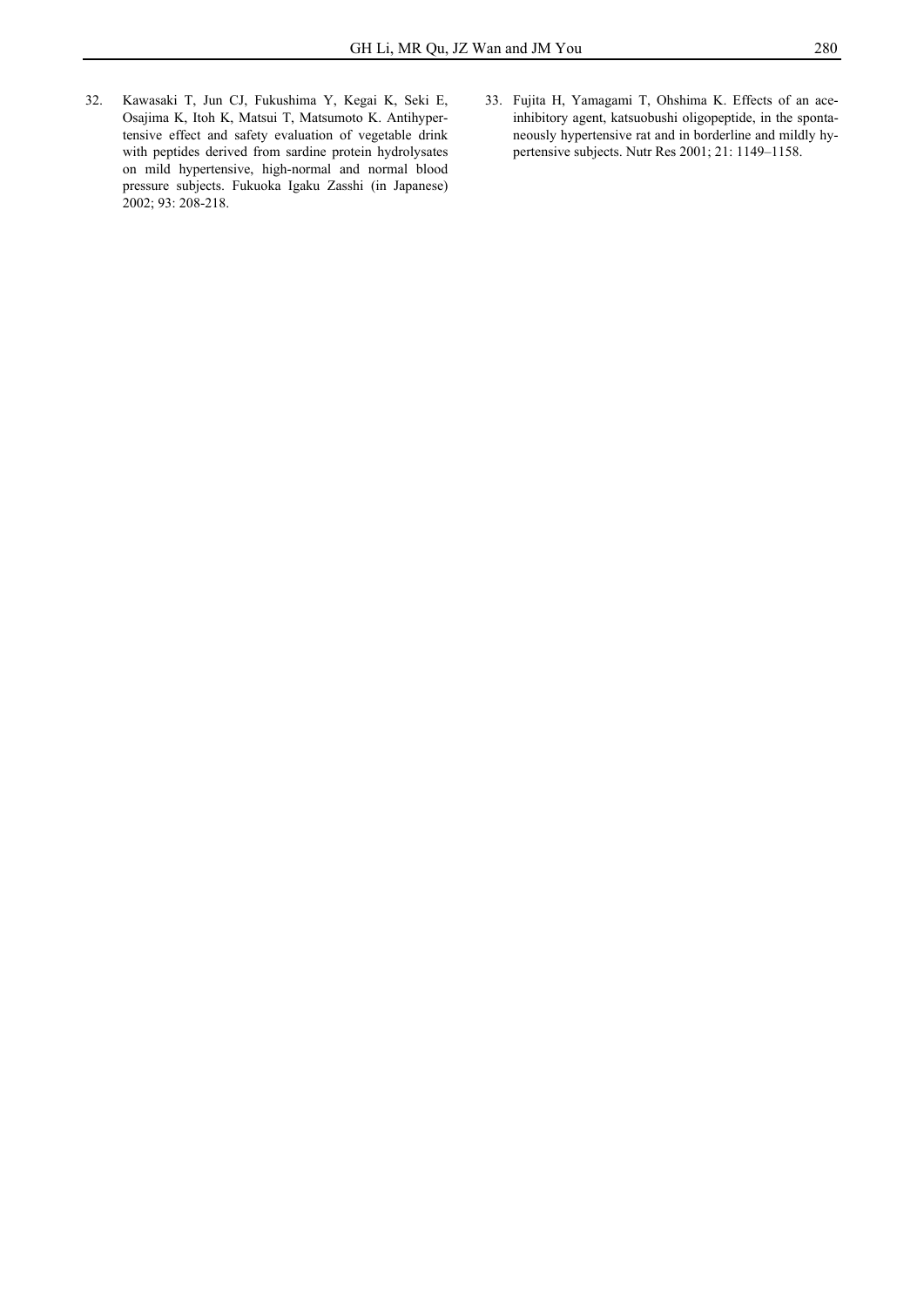32. Kawasaki T, Jun CJ, Fukushima Y, Kegai K, Seki E, Osajima K, Itoh K, Matsui T, Matsumoto K. Antihypertensive effect and safety evaluation of vegetable drink with peptides derived from sardine protein hydrolysates on mild hypertensive, high-normal and normal blood pressure subjects. Fukuoka Igaku Zasshi (in Japanese) 2002; 93: 208-218.

33. Fujita H, Yamagami T, Ohshima K. Effects of an ace-inhibitory agent, katsuobushi oligopeptide, in the spontaneously hypertensive rat and in borderline and mildly hypertensive subjects. Nutr Res 2001; 21: 1149–1158.